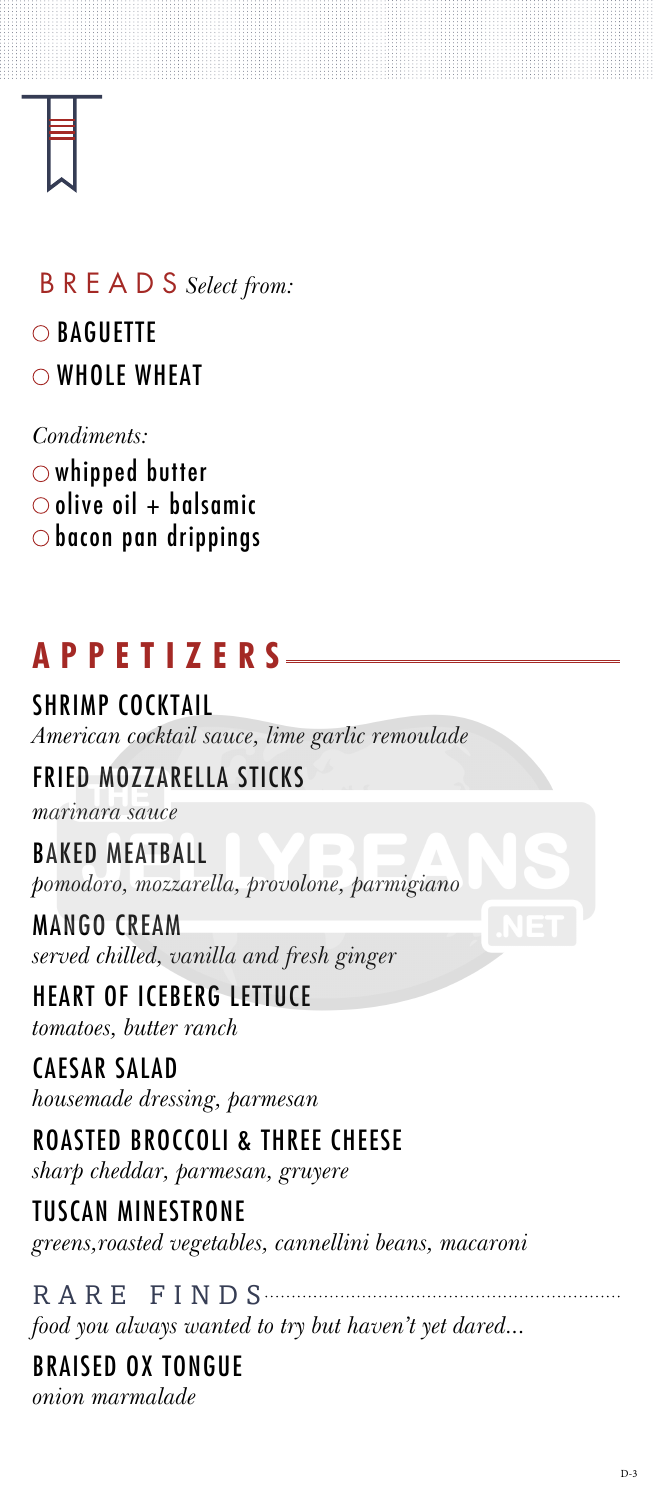## BREADS *Select from:*

- ○ BAGUETTE
- ○ WHOLE WHEAT

*Condiments:*

- ○ whipped butter
- ○ olive oil + balsamic
- ○ bacon pan drippings

## APPETIZERS

**SHRIMP COCKTAIL**
*American cocktail sauce, lime garlic remoulade*

**FRIED MOZZARELLA STICKS**
*marinara sauce*

**BAKED MEATBALL**
*pomodoro, mozzarella, provolone, parmigiano*

**MANGO CREAM**
*served chilled, vanilla and fresh ginger*

**HEART OF ICEBERG LETTUCE**
*tomatoes, butter ranch*

**CAESAR SALAD**
*housemade dressing, parmesan*

**ROASTED BROCCOLI & THREE CHEESE**
*sharp cheddar, parmesan, gruyere*

**TUSCAN MINESTRONE**
*greens,roasted vegetables, cannellini beans, macaroni*

### RARE FINDS

*food you always wanted to try but haven't yet dared...*

**BRAISED OX TONGUE**
*onion marmalade*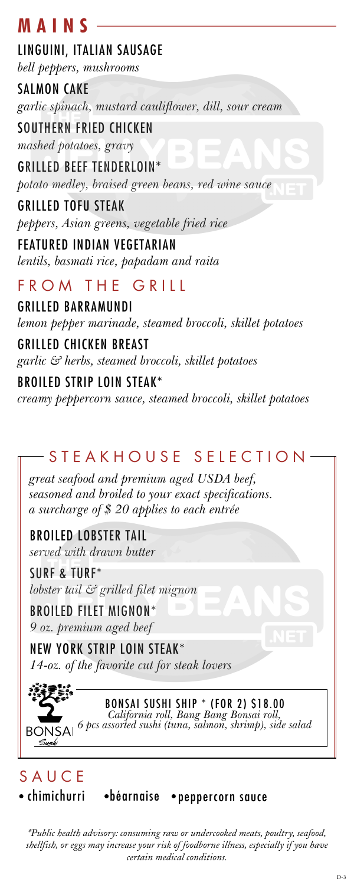# MAINS

## LINGUINI, ITALIAN SAUSAGE
*bell peppers, mushrooms*

## SALMON CAKE
*garlic spinach, mustard cauliflower, dill, sour cream*

## SOUTHERN FRIED CHICKEN
*mashed potatoes, gravy*

## GRILLED BEEF TENDERLOIN*
*potato medley, braised green beans, red wine sauce*

## GRILLED TOFU STEAK
*peppers, Asian greens, vegetable fried rice*

## FEATURED INDIAN VEGETARIAN
*lentils, basmati rice, papadam and raita*

# FROM THE GRILL

## GRILLED BARRAMUNDI
*lemon pepper marinade, steamed broccoli, skillet potatoes*

## GRILLED CHICKEN BREAST
*garlic & herbs, steamed broccoli, skillet potatoes*

## BROILED STRIP LOIN STEAK*
*creamy peppercorn sauce, steamed broccoli, skillet potatoes*

# STEAKHOUSE SELECTION

*great seafood and premium aged USDA beef, seasoned and broiled to your exact specifications. a surcharge of $ 20 applies to each entrée*

## BROILED LOBSTER TAIL
*served with drawn butter*

## SURF & TURF*
*lobster tail & grilled filet mignon*

## BROILED FILET MIGNON*
*9 oz. premium aged beef*

## NEW YORK STRIP LOIN STEAK*
*14-oz. of the favorite cut for steak lovers*

BONSAI Sushi

## BONSAI SUSHI SHIP * (FOR 2) $18.00
*California roll, Bang Bang Bonsai roll, 6 pcs assorted sushi (tuna, salmon, shrimp), side salad*

# SAUCE

- chimichurri
- béarnaise
- peppercorn sauce

*\*Public health advisory: consuming raw or undercooked meats, poultry, seafood, shellfish, or eggs may increase your risk of foodborne illness, especially if you have certain medical conditions.*

D-3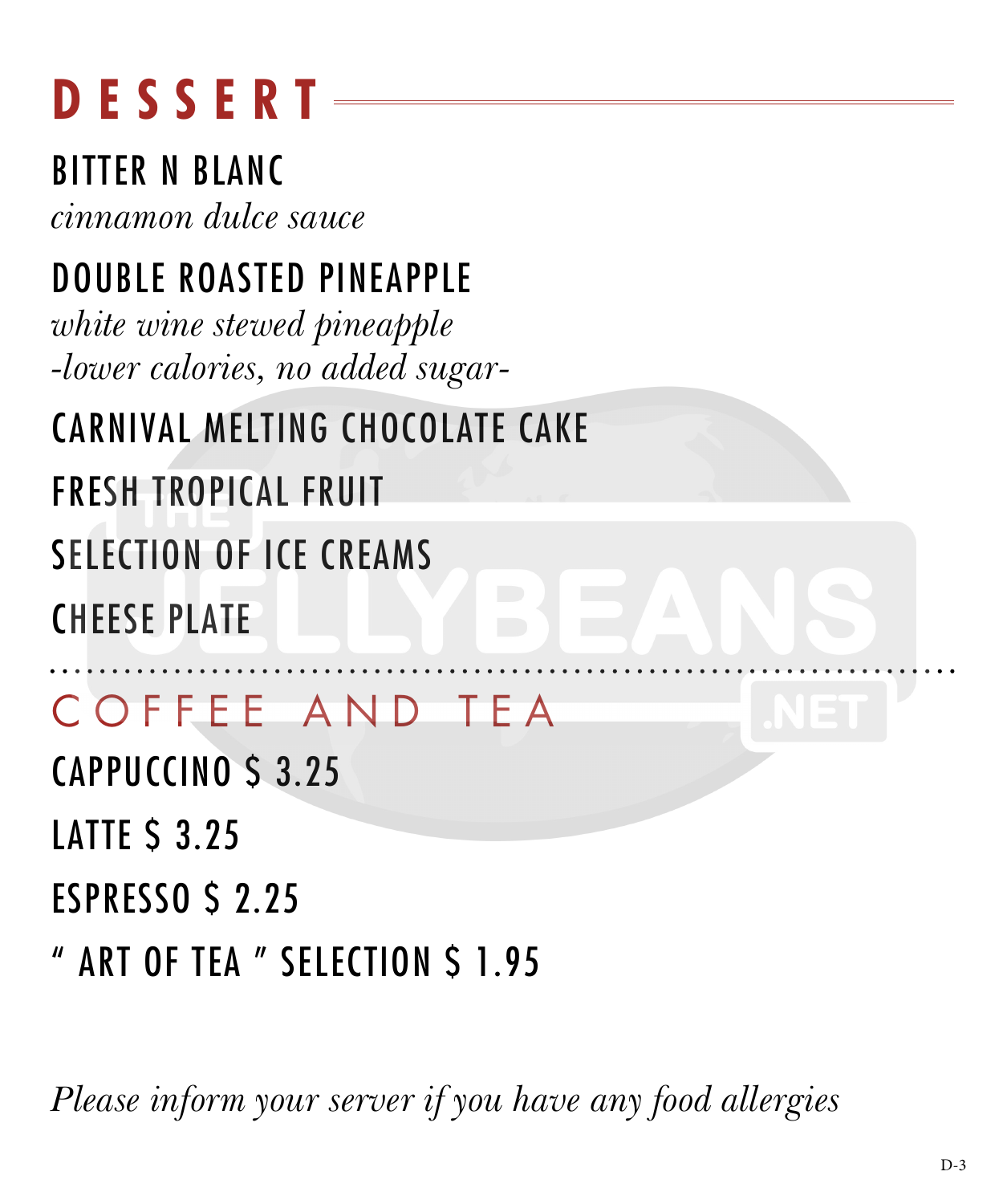# DESSERT

### BITTER N BLANC
*cinnamon dulce sauce*

### DOUBLE ROASTED PINEAPPLE
*white wine stewed pineapple*
*-lower calories, no added sugar-*

### CARNIVAL MELTING CHOCOLATE CAKE

### FRESH TROPICAL FRUIT

### SELECTION OF ICE CREAMS

### CHEESE PLATE

## COFFEE AND TEA

CAPPUCCINO $ 3.25

LATTE $ 3.25

ESPRESSO $ 2.25

" ART OF TEA " SELECTION $ 1.95

*Please inform your server if you have any food allergies*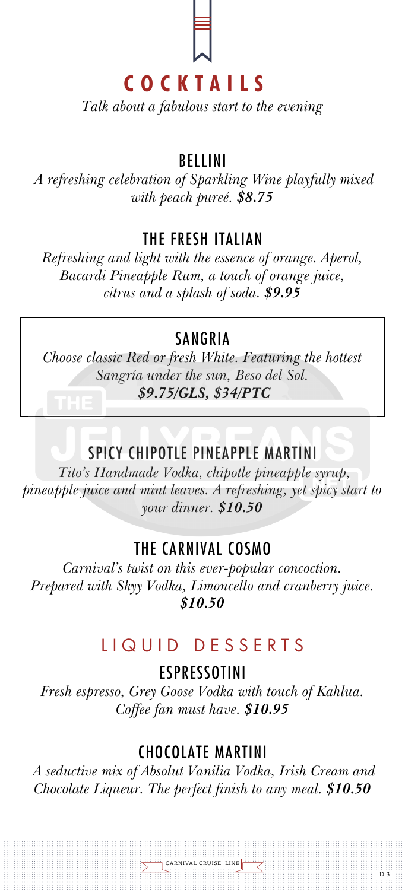# COCKTAILS

*Talk about a fabulous start to the evening*

## BELLINI

*A refreshing celebration of Sparkling Wine playfully mixed with peach pureé.* ***$8.75***

## THE FRESH ITALIAN

*Refreshing and light with the essence of orange. Aperol, Bacardi Pineapple Rum, a touch of orange juice, citrus and a splash of soda.* ***$9.95***

## SANGRIA

*Choose classic Red or fresh White. Featuring the hottest Sangría under the sun, Beso del Sol.*
***$9.75/GLS, $34/PTC***

## SPICY CHIPOTLE PINEAPPLE MARTINI

*Tito's Handmade Vodka, chipotle pineapple syrup, pineapple juice and mint leaves. A refreshing, yet spicy start to your dinner.* ***$10.50***

## THE CARNIVAL COSMO

*Carnival's twist on this ever-popular concoction. Prepared with Skyy Vodka, Limoncello and cranberry juice.*
***$10.50***

# LIQUID DESSERTS

## ESPRESSOTINI

*Fresh espresso, Grey Goose Vodka with touch of Kahlua. Coffee fan must have.* ***$10.95***

## CHOCOLATE MARTINI

*A seductive mix of Absolut Vanilia Vodka, Irish Cream and Chocolate Liqueur. The perfect finish to any meal.* ***$10.50***